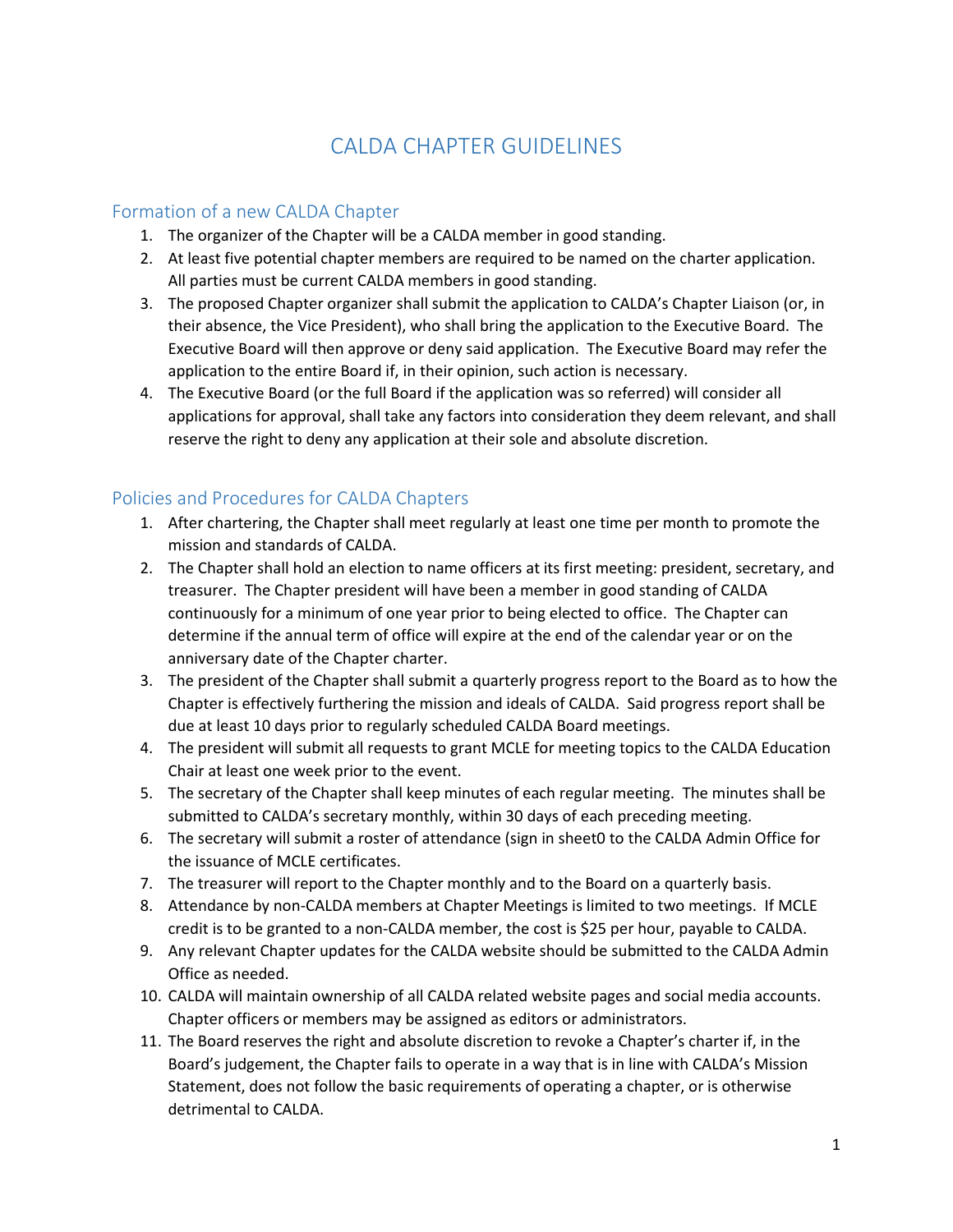# CALDA CHAPTER GUIDELINES

## Formation of a new CALDA Chapter

1. The organizer of the Chapter will be a CALDA member in good standing.
2. At least five potential chapter members are required to be named on the charter application. All parties must be current CALDA members in good standing.
3. The proposed Chapter organizer shall submit the application to CALDA's Chapter Liaison (or, in their absence, the Vice President), who shall bring the application to the Executive Board. The Executive Board will then approve or deny said application. The Executive Board may refer the application to the entire Board if, in their opinion, such action is necessary.
4. The Executive Board (or the full Board if the application was so referred) will consider all applications for approval, shall take any factors into consideration they deem relevant, and shall reserve the right to deny any application at their sole and absolute discretion.

## Policies and Procedures for CALDA Chapters

1. After chartering, the Chapter shall meet regularly at least one time per month to promote the mission and standards of CALDA.
2. The Chapter shall hold an election to name officers at its first meeting: president, secretary, and treasurer. The Chapter president will have been a member in good standing of CALDA continuously for a minimum of one year prior to being elected to office. The Chapter can determine if the annual term of office will expire at the end of the calendar year or on the anniversary date of the Chapter charter.
3. The president of the Chapter shall submit a quarterly progress report to the Board as to how the Chapter is effectively furthering the mission and ideals of CALDA. Said progress report shall be due at least 10 days prior to regularly scheduled CALDA Board meetings.
4. The president will submit all requests to grant MCLE for meeting topics to the CALDA Education Chair at least one week prior to the event.
5. The secretary of the Chapter shall keep minutes of each regular meeting. The minutes shall be submitted to CALDA's secretary monthly, within 30 days of each preceding meeting.
6. The secretary will submit a roster of attendance (sign in sheet0 to the CALDA Admin Office for the issuance of MCLE certificates.
7. The treasurer will report to the Chapter monthly and to the Board on a quarterly basis.
8. Attendance by non-CALDA members at Chapter Meetings is limited to two meetings. If MCLE credit is to be granted to a non-CALDA member, the cost is $25 per hour, payable to CALDA.
9. Any relevant Chapter updates for the CALDA website should be submitted to the CALDA Admin Office as needed.
10. CALDA will maintain ownership of all CALDA related website pages and social media accounts. Chapter officers or members may be assigned as editors or administrators.
11. The Board reserves the right and absolute discretion to revoke a Chapter's charter if, in the Board's judgement, the Chapter fails to operate in a way that is in line with CALDA's Mission Statement, does not follow the basic requirements of operating a chapter, or is otherwise detrimental to CALDA.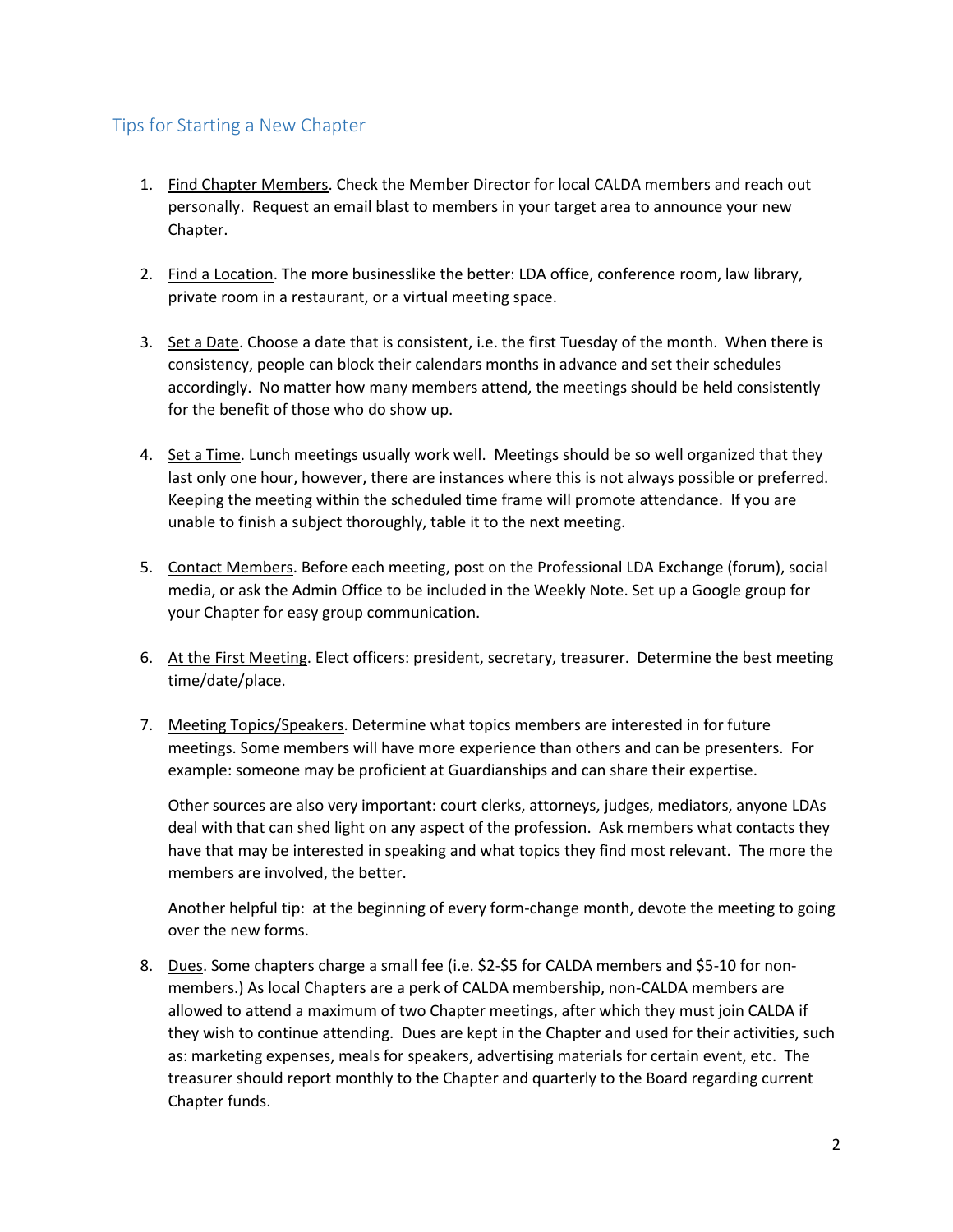## Tips for Starting a New Chapter

1. Find Chapter Members. Check the Member Director for local CALDA members and reach out personally. Request an email blast to members in your target area to announce your new Chapter.

2. Find a Location. The more businesslike the better: LDA office, conference room, law library, private room in a restaurant, or a virtual meeting space.

3. Set a Date. Choose a date that is consistent, i.e. the first Tuesday of the month. When there is consistency, people can block their calendars months in advance and set their schedules accordingly. No matter how many members attend, the meetings should be held consistently for the benefit of those who do show up.

4. Set a Time. Lunch meetings usually work well. Meetings should be so well organized that they last only one hour, however, there are instances where this is not always possible or preferred. Keeping the meeting within the scheduled time frame will promote attendance. If you are unable to finish a subject thoroughly, table it to the next meeting.

5. Contact Members. Before each meeting, post on the Professional LDA Exchange (forum), social media, or ask the Admin Office to be included in the Weekly Note. Set up a Google group for your Chapter for easy group communication.

6. At the First Meeting. Elect officers: president, secretary, treasurer. Determine the best meeting time/date/place.

7. Meeting Topics/Speakers. Determine what topics members are interested in for future meetings. Some members will have more experience than others and can be presenters. For example: someone may be proficient at Guardianships and can share their expertise.

   Other sources are also very important: court clerks, attorneys, judges, mediators, anyone LDAs deal with that can shed light on any aspect of the profession. Ask members what contacts they have that may be interested in speaking and what topics they find most relevant. The more the members are involved, the better.

   Another helpful tip: at the beginning of every form-change month, devote the meeting to going over the new forms.

8. Dues. Some chapters charge a small fee (i.e. $2-$5 for CALDA members and $5-10 for non-members.) As local Chapters are a perk of CALDA membership, non-CALDA members are allowed to attend a maximum of two Chapter meetings, after which they must join CALDA if they wish to continue attending. Dues are kept in the Chapter and used for their activities, such as: marketing expenses, meals for speakers, advertising materials for certain event, etc. The treasurer should report monthly to the Chapter and quarterly to the Board regarding current Chapter funds.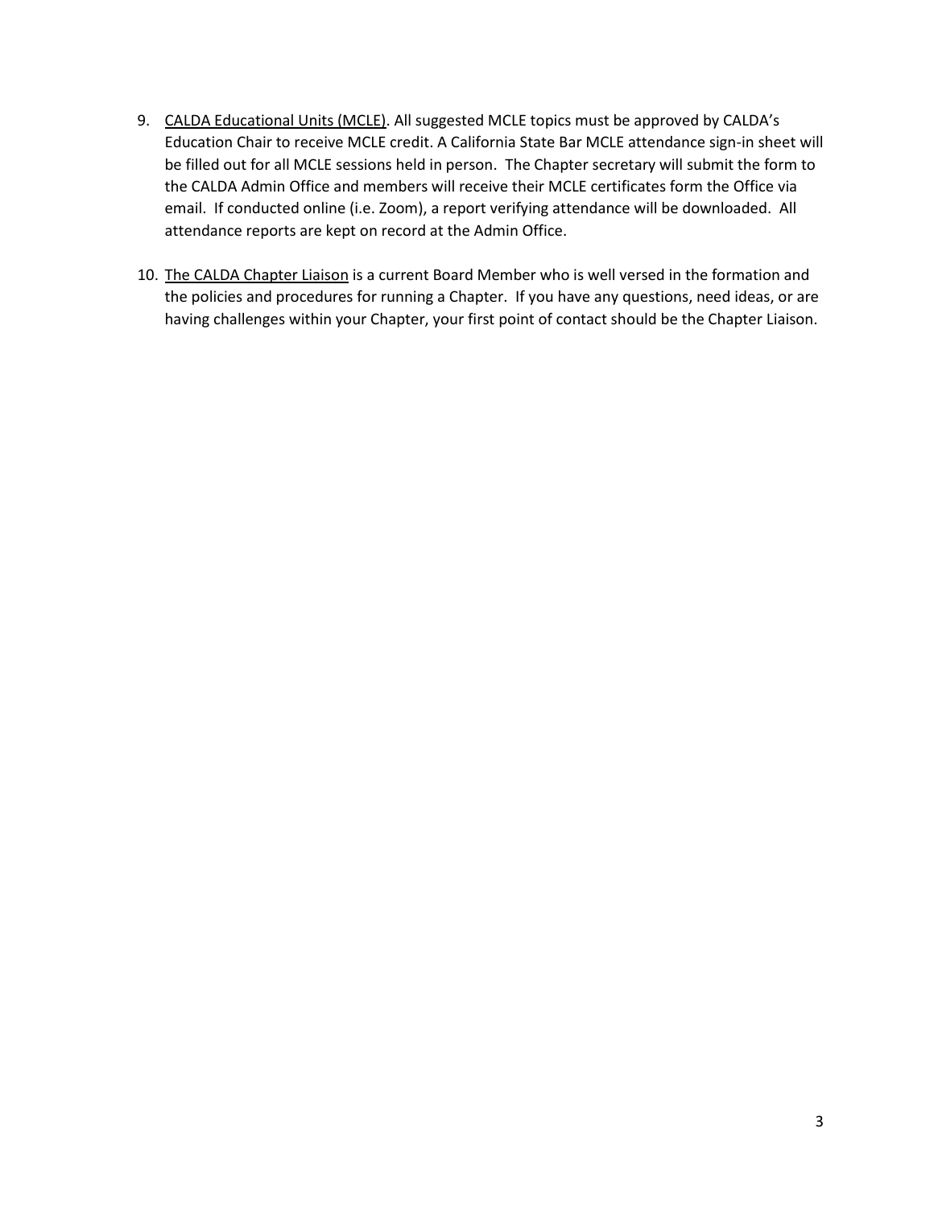9. <u>CALDA Educational Units (MCLE)</u>. All suggested MCLE topics must be approved by CALDA's Education Chair to receive MCLE credit. A California State Bar MCLE attendance sign-in sheet will be filled out for all MCLE sessions held in person. The Chapter secretary will submit the form to the CALDA Admin Office and members will receive their MCLE certificates form the Office via email. If conducted online (i.e. Zoom), a report verifying attendance will be downloaded. All attendance reports are kept on record at the Admin Office.

10. <u>The CALDA Chapter Liaison</u> is a current Board Member who is well versed in the formation and the policies and procedures for running a Chapter. If you have any questions, need ideas, or are having challenges within your Chapter, your first point of contact should be the Chapter Liaison.